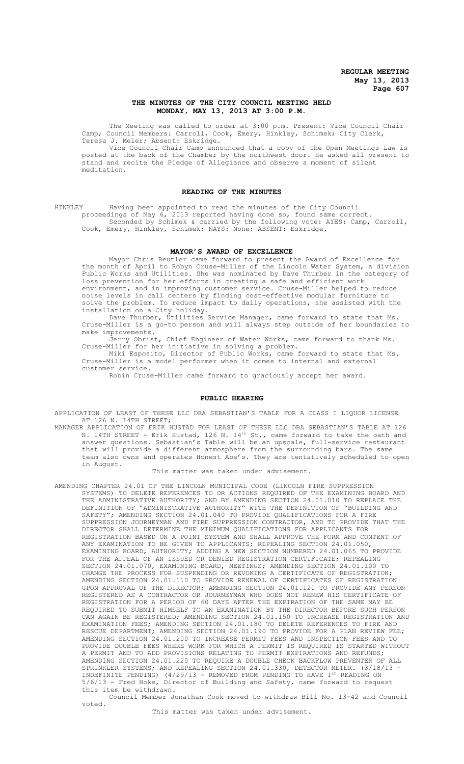**REGULAR MEETING**
**May 13, 2013**

## THE MINUTES OF THE CITY COUNCIL MEETING HELD MONDAY, MAY 13, 2013 AT 3:00 P.M.

The Meeting was called to order at 3:00 p.m. Present: Vice Council Chair Camp; Council Members: Carroll, Cook, Emery, Hinkley, Schimek; City Clerk, Teresa J. Meier; Absent: Eskridge.

Vice Council Chair Camp announced that a copy of the Open Meetings Law is posted at the back of the Chamber by the northwest door. He asked all present to stand and recite the Pledge of Allegiance and observe a moment of silent meditation.

### READING OF THE MINUTES

HINKLEY Having been appointed to read the minutes of the City Council proceedings of May 6, 2013 reported having done so, found same correct.

Seconded by Schimek & carried by the following vote: AYES: Camp, Carroll, Cook, Emery, Hinkley, Schimek; NAYS: None; ABSENT: Eskridge.

### MAYOR'S AWARD OF EXCELLENCE

Mayor Chris Beutler came forward to present the Award of Excellence for the month of April to Robyn Cruse-Miller of the Lincoln Water System, a division Public Works and Utilities. She was nominated by Dave Thurber in the category of loss prevention for her efforts in creating a safe and efficient work environment, and in improving customer service. Cruse-Miller helped to reduce noise levels in call centers by finding cost-effective modular furniture to solve the problem. To reduce impact to daily operations, she assisted with the installation on a City holiday.

Dave Thurber, Utilities Service Manager, came forward to state that Ms. Cruse-Miller is a go-to person and will always step outside of her boundaries to make improvements.

Jerry Obrist, Chief Engineer of Water Works, came forward to thank Ms. Cruse-Miller for her initiative in solving a problem.

Miki Esposito, Director of Public Works, came forward to state that Ms. Cruse-Miller is a model performer when it comes to internal and external customer service.

Robin Cruse-Miller came forward to graciously accept her award.

### PUBLIC HEARING

APPLICATION OF LEAST OF THESE LLC DBA SEBASTIAN'S TABLE FOR A CLASS I LIQUOR LICENSE AT 126 N. 14TH STREET;

MANAGER APPLICATION OF ERIK HUSTAD FOR LEAST OF THESE LLC DBA SEBASTIAN'S TABLE AT 126 N. 14TH STREET - Erik Hustad, 126 N. 14th St., came forward to take the oath and answer questions. Sebastian's Table will be an upscale, full-service restaurant that will provide a different atmosphere from the surrounding bars. The same team also owns and operates Honest Abe's. They are tentatively scheduled to open in August.

This matter was taken under advisement.

AMENDING CHAPTER 24.01 OF THE LINCOLN MUNICIPAL CODE (LINCOLN FIRE SUPPRESSION SYSTEMS) TO DELETE REFERENCES TO OR ACTIONS REQUIRED OF THE EXAMINING BOARD AND THE ADMINISTRATIVE AUTHORITY; AND BY AMENDING SECTION 24.01.010 TO REPLACE THE DEFINITION OF "ADMINISTRATIVE AUTHORITY" WITH THE DEFINITION OF "BUILDING AND SAFETY"; AMENDING SECTION 24.01.040 TO PROVIDE QUALIFICATIONS FOR A FIRE SUPPRESSION JOURNEYMAN AND FIRE SUPPRESSION CONTRACTOR, AND TO PROVIDE THAT THE DIRECTOR SHALL DETERMINE THE MINIMUM QUALIFICATIONS FOR APPLICANTS FOR REGISTRATION BASED ON A POINT SYSTEM AND SHALL APPROVE THE FORM AND CONTENT OF ANY EXAMINATION TO BE GIVEN TO APPLICANTS; REPEALING SECTION 24.01.050, EXAMINING BOARD, AUTHORITY; ADDING A NEW SECTION NUMBERED 24.01.065 TO PROVIDE FOR THE APPEAL OF AN ISSUED OR DENIED REGISTRATION CERTIFICATE; REPEALING SECTION 24.01.070, EXAMINING BOARD, MEETINGS; AMENDING SECTION 24.01.100 TO CHANGE THE PROCESS FOR SUSPENDING OR REVOKING A CERTIFICATE OF REGISTRATION; AMENDING SECTION 24.01.110 TO PROVIDE RENEWAL OF CERTIFICATES OF REGISTRATION UPON APPROVAL OF THE DIRECTOR; AMENDING SECTION 24.01.120 TO PROVIDE ANY PERSON REGISTERED AS A CONTRACTOR OR JOURNEYMAN WHO DOES NOT RENEW HIS CERTIFICATE OF REGISTRATION FOR A PERIOD OF 60 DAYS AFTER THE EXPIRATION OF THE SAME MAY BE REQUIRED TO SUBMIT HIMSELF TO AN EXAMINATION BY THE DIRECTOR BEFORE SUCH PERSON CAN AGAIN BE REGISTERED; AMENDING SECTION 24.01.150 TO INCREASE REGISTRATION AND EXAMINATION FEES; AMENDING SECTION 24.01.180 TO DELETE REFERENCES TO FIRE AND RESCUE DEPARTMENT; AMENDING SECTION 24.01.190 TO PROVIDE FOR A PLAN REVIEW FEE; AMENDING SECTION 24.01.200 TO INCREASE PERMIT FEES AND INSPECTION FEES AND TO PROVIDE DOUBLE FEES WHERE WORK FOR WHICH A PERMIT IS REQUIRED IS STARTED WITHOUT A PERMIT AND TO ADD PROVISIONS RELATING TO PERMIT EXPIRATIONS AND REFUNDS; AMENDING SECTION 24.01.220 TO REQUIRE A DOUBLE CHECK BACKFLOW PREVENTER OF ALL SPRINKLER SYSTEMS; AND REPEALING SECTION 24.01.330, DETECTOR METER. (3/18/13 - INDEFINITE PENDING) (4/29/13 - REMOVED FROM PENDING TO HAVE 1st READING ON 5/6/13 - Fred Hoke, Director of Building and Safety, came forward to request this item be withdrawn.

Council Member Jonathan Cook moved to withdraw Bill No. 13-42 and Council voted.

This matter was taken under advisement.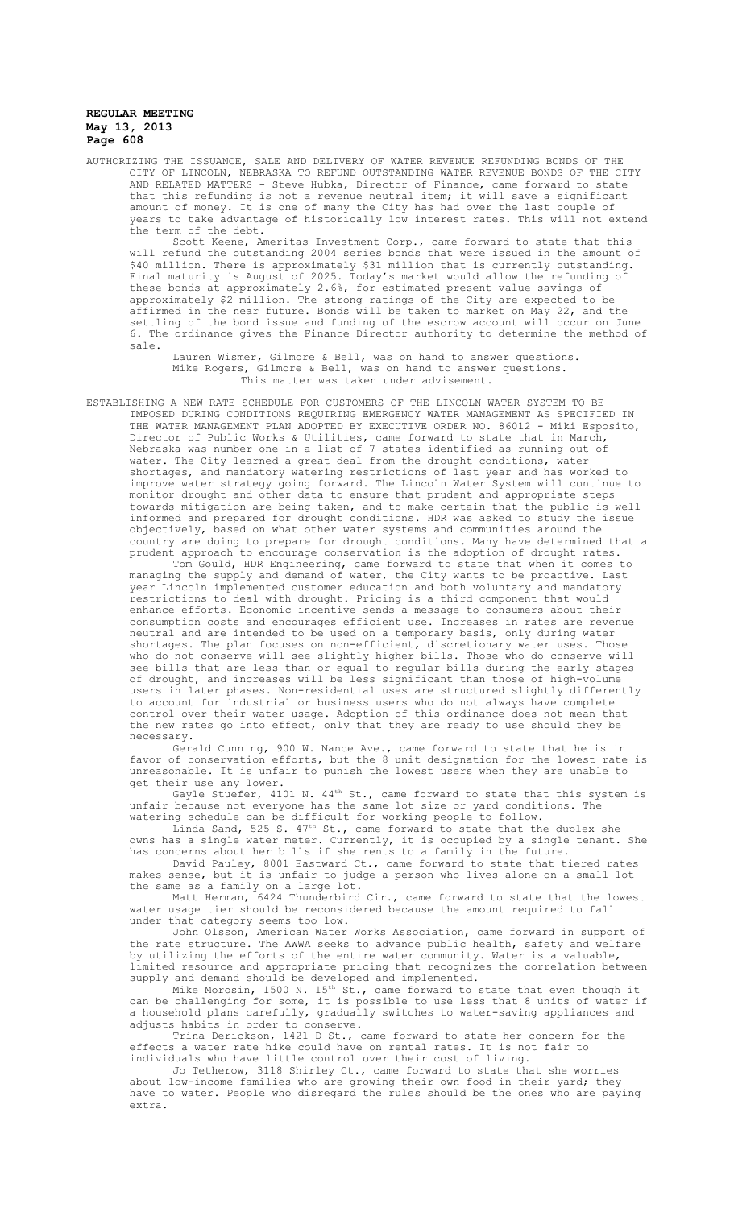AUTHORIZING THE ISSUANCE, SALE AND DELIVERY OF WATER REVENUE REFUNDING BONDS OF THE CITY OF LINCOLN, NEBRASKA TO REFUND OUTSTANDING WATER REVENUE BONDS OF THE CITY AND RELATED MATTERS - Steve Hubka, Director of Finance, came forward to state that this refunding is not a revenue neutral item; it will save a significant amount of money. It is one of many the City has had over the last couple of years to take advantage of historically low interest rates. This will not extend the term of the debt.

Scott Keene, Ameritas Investment Corp., came forward to state that this will refund the outstanding 2004 series bonds that were issued in the amount of $40 million. There is approximately $31 million that is currently outstanding. Final maturity is August of 2025. Today's market would allow the refunding of these bonds at approximately 2.6%, for estimated present value savings of approximately $2 million. The strong ratings of the City are expected to be affirmed in the near future. Bonds will be taken to market on May 22, and the settling of the bond issue and funding of the escrow account will occur on June 6. The ordinance gives the Finance Director authority to determine the method of sale.

Lauren Wismer, Gilmore & Bell, was on hand to answer questions.
Mike Rogers, Gilmore & Bell, was on hand to answer questions.
This matter was taken under advisement.

ESTABLISHING A NEW RATE SCHEDULE FOR CUSTOMERS OF THE LINCOLN WATER SYSTEM TO BE IMPOSED DURING CONDITIONS REQUIRING EMERGENCY WATER MANAGEMENT AS SPECIFIED IN THE WATER MANAGEMENT PLAN ADOPTED BY EXECUTIVE ORDER NO. 86012 - Miki Esposito, Director of Public Works & Utilities, came forward to state that in March, Nebraska was number one in a list of 7 states identified as running out of water. The City learned a great deal from the drought conditions, water shortages, and mandatory watering restrictions of last year and has worked to improve water strategy going forward. The Lincoln Water System will continue to monitor drought and other data to ensure that prudent and appropriate steps towards mitigation are being taken, and to make certain that the public is well informed and prepared for drought conditions. HDR was asked to study the issue objectively, based on what other water systems and communities around the country are doing to prepare for drought conditions. Many have determined that a prudent approach to encourage conservation is the adoption of drought rates.

Tom Gould, HDR Engineering, came forward to state that when it comes to managing the supply and demand of water, the City wants to be proactive. Last year Lincoln implemented customer education and both voluntary and mandatory restrictions to deal with drought. Pricing is a third component that would enhance efforts. Economic incentive sends a message to consumers about their consumption costs and encourages efficient use. Increases in rates are revenue neutral and are intended to be used on a temporary basis, only during water shortages. The plan focuses on non-efficient, discretionary water uses. Those who do not conserve will see slightly higher bills. Those who do conserve will see bills that are less than or equal to regular bills during the early stages of drought, and increases will be less significant than those of high-volume users in later phases. Non-residential uses are structured slightly differently to account for industrial or business users who do not always have complete control over their water usage. Adoption of this ordinance does not mean that the new rates go into effect, only that they are ready to use should they be necessary.

Gerald Cunning, 900 W. Nance Ave., came forward to state that he is in favor of conservation efforts, but the 8 unit designation for the lowest rate is unreasonable. It is unfair to punish the lowest users when they are unable to get their use any lower.

Gayle Stuefer, 4101 N. 44th St., came forward to state that this system is unfair because not everyone has the same lot size or yard conditions. The watering schedule can be difficult for working people to follow.

Linda Sand, 525 S. 47th St., came forward to state that the duplex she owns has a single water meter. Currently, it is occupied by a single tenant. She has concerns about her bills if she rents to a family in the future.

David Pauley, 8001 Eastward Ct., came forward to state that tiered rates makes sense, but it is unfair to judge a person who lives alone on a small lot the same as a family on a large lot.

Matt Herman, 6424 Thunderbird Cir., came forward to state that the lowest water usage tier should be reconsidered because the amount required to fall under that category seems too low.

John Olsson, American Water Works Association, came forward in support of the rate structure. The AWWA seeks to advance public health, safety and welfare by utilizing the efforts of the entire water community. Water is a valuable, limited resource and appropriate pricing that recognizes the correlation between supply and demand should be developed and implemented.

Mike Morosin, 1500 N. 15th St., came forward to state that even though it can be challenging for some, it is possible to use less that 8 units of water if a household plans carefully, gradually switches to water-saving appliances and adjusts habits in order to conserve.

Trina Derickson, 1421 D St., came forward to state her concern for the effects a water rate hike could have on rental rates. It is not fair to individuals who have little control over their cost of living.

Jo Tetherow, 3118 Shirley Ct., came forward to state that she worries about low-income families who are growing their own food in their yard; they have to water. People who disregard the rules should be the ones who are paying extra.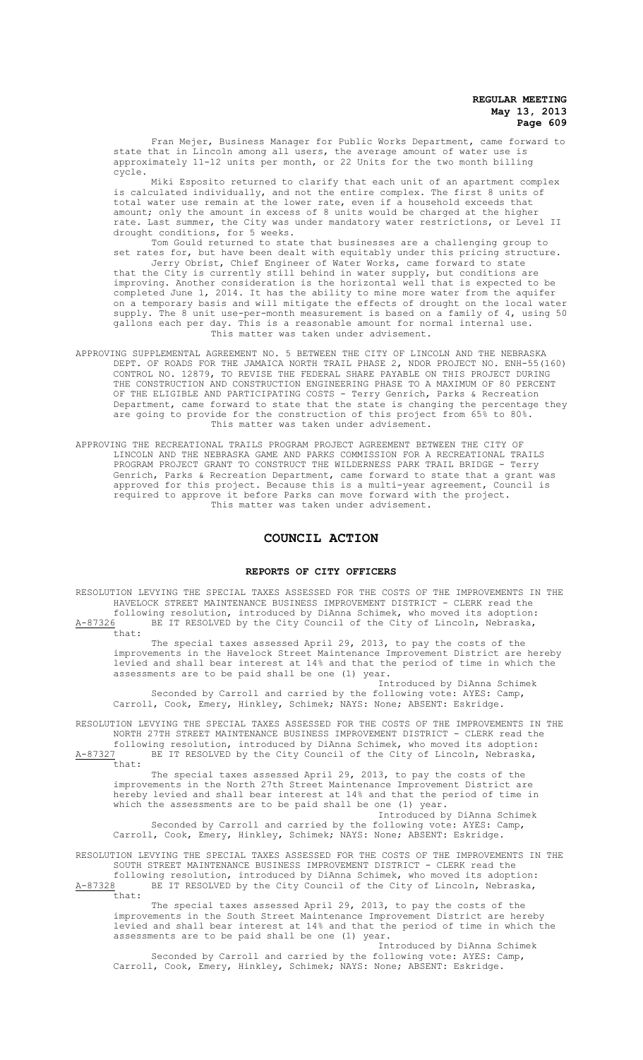Fran Mejer, Business Manager for Public Works Department, came forward to state that in Lincoln among all users, the average amount of water use is approximately 11-12 units per month, or 22 Units for the two month billing cycle.

Miki Esposito returned to clarify that each unit of an apartment complex is calculated individually, and not the entire complex. The first 8 units of total water use remain at the lower rate, even if a household exceeds that amount; only the amount in excess of 8 units would be charged at the higher rate. Last summer, the City was under mandatory water restrictions, or Level II drought conditions, for 5 weeks.

Tom Gould returned to state that businesses are a challenging group to set rates for, but have been dealt with equitably under this pricing structure.

Jerry Obrist, Chief Engineer of Water Works, came forward to state that the City is currently still behind in water supply, but conditions are improving. Another consideration is the horizontal well that is expected to be completed June 1, 2014. It has the ability to mine more water from the aquifer on a temporary basis and will mitigate the effects of drought on the local water supply. The 8 unit use-per-month measurement is based on a family of 4, using 50 gallons each per day. This is a reasonable amount for normal internal use.

This matter was taken under advisement.

APPROVING SUPPLEMENTAL AGREEMENT NO. 5 BETWEEN THE CITY OF LINCOLN AND THE NEBRASKA DEPT. OF ROADS FOR THE JAMAICA NORTH TRAIL PHASE 2, NDOR PROJECT NO. ENH-55(160) CONTROL NO. 12879, TO REVISE THE FEDERAL SHARE PAYABLE ON THIS PROJECT DURING THE CONSTRUCTION AND CONSTRUCTION ENGINEERING PHASE TO A MAXIMUM OF 80 PERCENT OF THE ELIGIBLE AND PARTICIPATING COSTS - Terry Genrich, Parks & Recreation Department, came forward to state that the state is changing the percentage they are going to provide for the construction of this project from 65% to 80%.

This matter was taken under advisement.

APPROVING THE RECREATIONAL TRAILS PROGRAM PROJECT AGREEMENT BETWEEN THE CITY OF LINCOLN AND THE NEBRASKA GAME AND PARKS COMMISSION FOR A RECREATIONAL TRAILS PROGRAM PROJECT GRANT TO CONSTRUCT THE WILDERNESS PARK TRAIL BRIDGE - Terry Genrich, Parks & Recreation Department, came forward to state that a grant was approved for this project. Because this is a multi-year agreement, Council is required to approve it before Parks can move forward with the project.

This matter was taken under advisement.

## COUNCIL ACTION

### REPORTS OF CITY OFFICERS

RESOLUTION LEVYING THE SPECIAL TAXES ASSESSED FOR THE COSTS OF THE IMPROVEMENTS IN THE HAVELOCK STREET MAINTENANCE BUSINESS IMPROVEMENT DISTRICT - CLERK read the following resolution, introduced by DiAnna Schimek, who moved its adoption:

A-87326 BE IT RESOLVED by the City Council of the City of Lincoln, Nebraska, that:

The special taxes assessed April 29, 2013, to pay the costs of the improvements in the Havelock Street Maintenance Improvement District are hereby levied and shall bear interest at 14% and that the period of time in which the assessments are to be paid shall be one (1) year.

Introduced by DiAnna Schimek

Seconded by Carroll and carried by the following vote: AYES: Camp, Carroll, Cook, Emery, Hinkley, Schimek; NAYS: None; ABSENT: Eskridge.

RESOLUTION LEVYING THE SPECIAL TAXES ASSESSED FOR THE COSTS OF THE IMPROVEMENTS IN THE NORTH 27TH STREET MAINTENANCE BUSINESS IMPROVEMENT DISTRICT - CLERK read the following resolution, introduced by DiAnna Schimek, who moved its adoption:

A-87327 BE IT RESOLVED by the City Council of the City of Lincoln, Nebraska, that:

The special taxes assessed April 29, 2013, to pay the costs of the improvements in the North 27th Street Maintenance Improvement District are hereby levied and shall bear interest at 14% and that the period of time in which the assessments are to be paid shall be one (1) year.

Introduced by DiAnna Schimek

Seconded by Carroll and carried by the following vote: AYES: Camp, Carroll, Cook, Emery, Hinkley, Schimek; NAYS: None; ABSENT: Eskridge.

RESOLUTION LEVYING THE SPECIAL TAXES ASSESSED FOR THE COSTS OF THE IMPROVEMENTS IN THE SOUTH STREET MAINTENANCE BUSINESS IMPROVEMENT DISTRICT - CLERK read the following resolution, introduced by DiAnna Schimek, who moved its adoption:

A-87328 BE IT RESOLVED by the City Council of the City of Lincoln, Nebraska, that:

The special taxes assessed April 29, 2013, to pay the costs of the improvements in the South Street Maintenance Improvement District are hereby levied and shall bear interest at 14% and that the period of time in which the assessments are to be paid shall be one (1) year.

Introduced by DiAnna Schimek

Seconded by Carroll and carried by the following vote: AYES: Camp, Carroll, Cook, Emery, Hinkley, Schimek; NAYS: None; ABSENT: Eskridge.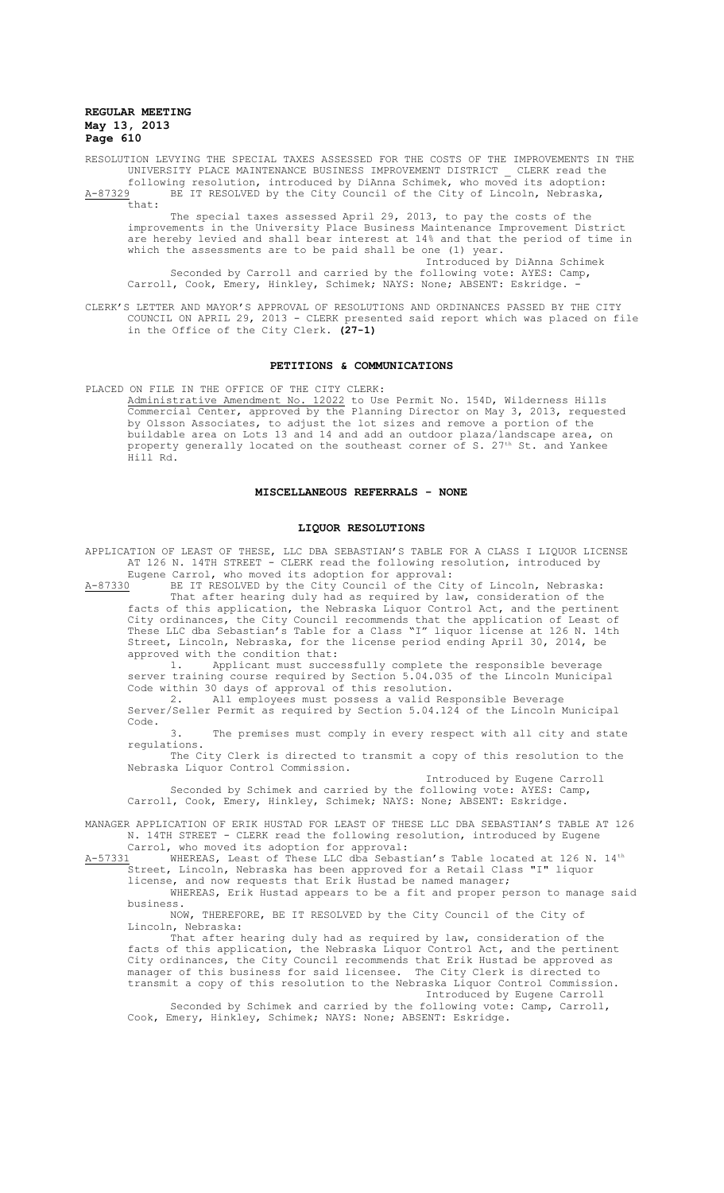RESOLUTION LEVYING THE SPECIAL TAXES ASSESSED FOR THE COSTS OF THE IMPROVEMENTS IN THE UNIVERSITY PLACE MAINTENANCE BUSINESS IMPROVEMENT DISTRICT _ CLERK read the following resolution, introduced by DiAnna Schimek, who moved its adoption:

A-87329 BE IT RESOLVED by the City Council of the City of Lincoln, Nebraska, that:

The special taxes assessed April 29, 2013, to pay the costs of the improvements in the University Place Business Maintenance Improvement District are hereby levied and shall bear interest at 14% and that the period of time in which the assessments are to be paid shall be one (1) year.

Introduced by DiAnna Schimek

Seconded by Carroll and carried by the following vote: AYES: Camp, Carroll, Cook, Emery, Hinkley, Schimek; NAYS: None; ABSENT: Eskridge.

CLERK'S LETTER AND MAYOR'S APPROVAL OF RESOLUTIONS AND ORDINANCES PASSED BY THE CITY COUNCIL ON APRIL 29, 2013 - CLERK presented said report which was placed on file in the Office of the City Clerk. **(27-1)**

## PETITIONS & COMMUNICATIONS

PLACED ON FILE IN THE OFFICE OF THE CITY CLERK:

Administrative Amendment No. 12022 to Use Permit No. 154D, Wilderness Hills Commercial Center, approved by the Planning Director on May 3, 2013, requested by Olsson Associates, to adjust the lot sizes and remove a portion of the buildable area on Lots 13 and 14 and add an outdoor plaza/landscape area, on property generally located on the southeast corner of S. 27th St. and Yankee Hill Rd.

## MISCELLANEOUS REFERRALS - NONE

## LIQUOR RESOLUTIONS

APPLICATION OF LEAST OF THESE, LLC DBA SEBASTIAN'S TABLE FOR A CLASS I LIQUOR LICENSE AT 126 N. 14TH STREET - CLERK read the following resolution, introduced by Eugene Carrol, who moved its adoption for approval:

A-87330 BE IT RESOLVED by the City Council of the City of Lincoln, Nebraska:

That after hearing duly had as required by law, consideration of the facts of this application, the Nebraska Liquor Control Act, and the pertinent City ordinances, the City Council recommends that the application of Least of These LLC dba Sebastian's Table for a Class "I" liquor license at 126 N. 14th Street, Lincoln, Nebraska, for the license period ending April 30, 2014, be approved with the condition that:

1. Applicant must successfully complete the responsible beverage server training course required by Section 5.04.035 of the Lincoln Municipal Code within 30 days of approval of this resolution.
2. All employees must possess a valid Responsible Beverage Server/Seller Permit as required by Section 5.04.124 of the Lincoln Municipal Code.
3. The premises must comply in every respect with all city and state regulations.

The City Clerk is directed to transmit a copy of this resolution to the Nebraska Liquor Control Commission.

Introduced by Eugene Carroll

Seconded by Schimek and carried by the following vote: AYES: Camp, Carroll, Cook, Emery, Hinkley, Schimek; NAYS: None; ABSENT: Eskridge.

MANAGER APPLICATION OF ERIK HUSTAD FOR LEAST OF THESE LLC DBA SEBASTIAN'S TABLE AT 126 N. 14TH STREET - CLERK read the following resolution, introduced by Eugene Carroll, who moved its adoption for approval:

A-57331 WHEREAS, Least of These LLC dba Sebastian's Table located at 126 N. 14th Street, Lincoln, Nebraska has been approved for a Retail Class "I" liquor license, and now requests that Erik Hustad be named manager;

WHEREAS, Erik Hustad appears to be a fit and proper person to manage said business.

NOW, THEREFORE, BE IT RESOLVED by the City Council of the City of Lincoln, Nebraska:

That after hearing duly had as required by law, consideration of the facts of this application, the Nebraska Liquor Control Act, and the pertinent City ordinances, the City Council recommends that Erik Hustad be approved as manager of this business for said licensee. The City Clerk is directed to transmit a copy of this resolution to the Nebraska Liquor Control Commission.

Introduced by Eugene Carroll

Seconded by Schimek and carried by the following vote: Camp, Carroll, Cook, Emery, Hinkley, Schimek; NAYS: None; ABSENT: Eskridge.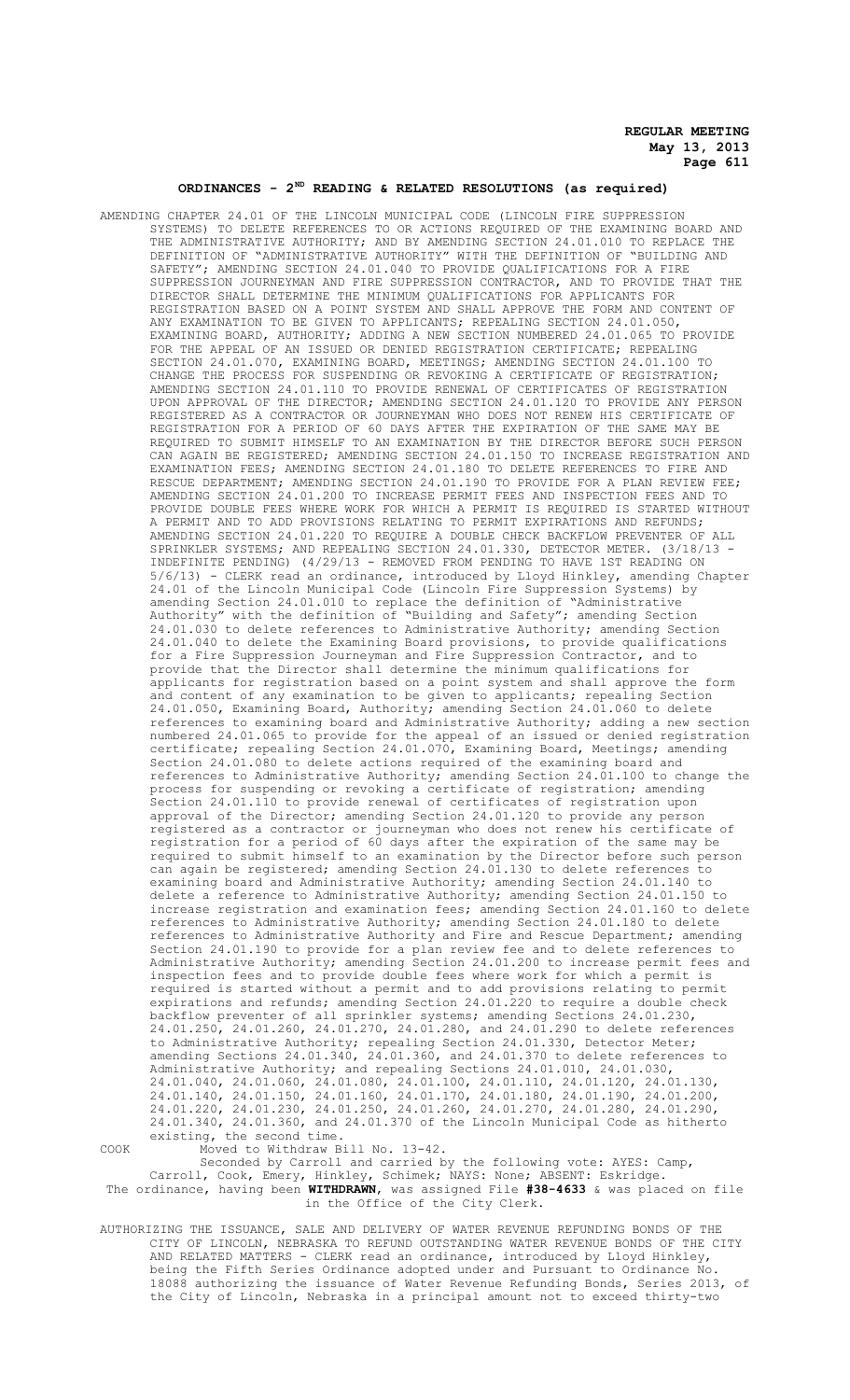## ORDINANCES - 2ND READING & RELATED RESOLUTIONS (as required)

AMENDING CHAPTER 24.01 OF THE LINCOLN MUNICIPAL CODE (LINCOLN FIRE SUPPRESSION SYSTEMS) TO DELETE REFERENCES TO OR ACTIONS REQUIRED OF THE EXAMINING BOARD AND THE ADMINISTRATIVE AUTHORITY; AND BY AMENDING SECTION 24.01.010 TO REPLACE THE DEFINITION OF "ADMINISTRATIVE AUTHORITY" WITH THE DEFINITION OF "BUILDING AND SAFETY"; AMENDING SECTION 24.01.040 TO PROVIDE QUALIFICATIONS FOR A FIRE SUPPRESSION JOURNEYMAN AND FIRE SUPPRESSION CONTRACTOR, AND TO PROVIDE THAT THE DIRECTOR SHALL DETERMINE THE MINIMUM QUALIFICATIONS FOR APPLICANTS FOR REGISTRATION BASED ON A POINT SYSTEM AND SHALL APPROVE THE FORM AND CONTENT OF ANY EXAMINATION TO BE GIVEN TO APPLICANTS; REPEALING SECTION 24.01.050, EXAMINING BOARD, AUTHORITY; ADDING A NEW SECTION NUMBERED 24.01.065 TO PROVIDE FOR THE APPEAL OF AN ISSUED OR DENIED REGISTRATION CERTIFICATE; REPEALING SECTION 24.01.070, EXAMINING BOARD, MEETINGS; AMENDING SECTION 24.01.100 TO CHANGE THE PROCESS FOR SUSPENDING OR REVOKING A CERTIFICATE OF REGISTRATION; AMENDING SECTION 24.01.110 TO PROVIDE RENEWAL OF CERTIFICATES OF REGISTRATION UPON APPROVAL OF THE DIRECTOR; AMENDING SECTION 24.01.120 TO PROVIDE ANY PERSON REGISTERED AS A CONTRACTOR OR JOURNEYMAN WHO DOES NOT RENEW HIS CERTIFICATE OF REGISTRATION FOR A PERIOD OF 60 DAYS AFTER THE EXPIRATION OF THE SAME MAY BE REQUIRED TO SUBMIT HIMSELF TO AN EXAMINATION BY THE DIRECTOR BEFORE SUCH PERSON CAN AGAIN BE REGISTERED; AMENDING SECTION 24.01.150 TO INCREASE REGISTRATION AND EXAMINATION FEES; AMENDING SECTION 24.01.180 TO DELETE REFERENCES TO FIRE AND RESCUE DEPARTMENT; AMENDING SECTION 24.01.190 TO PROVIDE FOR A PLAN REVIEW FEE; AMENDING SECTION 24.01.200 TO INCREASE PERMIT FEES AND INSPECTION FEES AND TO PROVIDE DOUBLE FEES WHERE WORK FOR WHICH A PERMIT IS REQUIRED IS STARTED WITHOUT A PERMIT AND TO ADD PROVISIONS RELATING TO PERMIT EXPIRATIONS AND REFUNDS; AMENDING SECTION 24.01.220 TO REQUIRE A DOUBLE CHECK BACKFLOW PREVENTER OF ALL SPRINKLER SYSTEMS; AND REPEALING SECTION 24.01.330, DETECTOR METER. (3/18/13 - INDEFINITE PENDING) (4/29/13 - REMOVED FROM PENDING TO HAVE 1ST READING ON 5/6/13) - CLERK read an ordinance, introduced by Lloyd Hinkley, amending Chapter 24.01 of the Lincoln Municipal Code (Lincoln Fire Suppression Systems) by amending Section 24.01.010 to replace the definition of "Administrative Authority" with the definition of "Building and Safety"; amending Section 24.01.030 to delete references to Administrative Authority; amending Section 24.01.040 to delete the Examining Board provisions, to provide qualifications for a Fire Suppression Journeyman and Fire Suppression Contractor, and to provide that the Director shall determine the minimum qualifications for applicants for registration based on a point system and shall approve the form and content of any examination to be given to applicants; repealing Section 24.01.050, Examining Board, Authority; amending Section 24.01.060 to delete references to examining board and Administrative Authority; adding a new section numbered 24.01.065 to provide for the appeal of an issued or denied registration certificate; repealing Section 24.01.070, Examining Board, Meetings; amending Section 24.01.080 to delete actions required of the examining board and references to Administrative Authority; amending Section 24.01.100 to change the process for suspending or revoking a certificate of registration; amending Section 24.01.110 to provide renewal of certificates of registration upon approval of the Director; amending Section 24.01.120 to provide any person registered as a contractor or journeyman who does not renew his certificate of registration for a period of 60 days after the expiration of the same may be required to submit himself to an examination by the Director before such person can again be registered; amending Section 24.01.130 to delete references to examining board and Administrative Authority; amending Section 24.01.140 to delete a reference to Administrative Authority; amending Section 24.01.150 to increase registration and examination fees; amending Section 24.01.160 to delete references to Administrative Authority; amending Section 24.01.180 to delete references to Administrative Authority and Fire and Rescue Department; amending Section 24.01.190 to provide for a plan review fee and to delete references to Administrative Authority; amending Section 24.01.200 to increase permit fees and inspection fees and to provide double fees where work for which a permit is required is started without a permit and to add provisions relating to permit expirations and refunds; amending Section 24.01.220 to require a double check backflow preventer of all sprinkler systems; amending Sections 24.01.230, 24.01.250, 24.01.260, 24.01.270, 24.01.280, and 24.01.290 to delete references to Administrative Authority; repealing Section 24.01.330, Detector Meter; amending Sections 24.01.340, 24.01.360, and 24.01.370 to delete references to Administrative Authority; and repealing Sections 24.01.010, 24.01.030, 24.01.040, 24.01.060, 24.01.080, 24.01.100, 24.01.110, 24.01.120, 24.01.130, 24.01.140, 24.01.150, 24.01.160, 24.01.170, 24.01.180, 24.01.190, 24.01.200, 24.01.220, 24.01.230, 24.01.250, 24.01.260, 24.01.270, 24.01.280, 24.01.290, 24.01.340, 24.01.360, and 24.01.370 of the Lincoln Municipal Code as hitherto existing, the second time.

COOK Moved to Withdraw Bill No. 13-42.

Seconded by Carroll and carried by the following vote: AYES: Camp, Carroll, Cook, Emery, Hinkley, Schimek; NAYS: None; ABSENT: Eskridge.

The ordinance, having been **WITHDRAWN**, was assigned File **#38-4633** & was placed on file in the Office of the City Clerk.

AUTHORIZING THE ISSUANCE, SALE AND DELIVERY OF WATER REVENUE REFUNDING BONDS OF THE CITY OF LINCOLN, NEBRASKA TO REFUND OUTSTANDING WATER REVENUE BONDS OF THE CITY AND RELATED MATTERS - CLERK read an ordinance, introduced by Lloyd Hinkley, being the Fifth Series Ordinance adopted under and Pursuant to Ordinance No. 18088 authorizing the issuance of Water Revenue Refunding Bonds, Series 2013, of the City of Lincoln, Nebraska in a principal amount not to exceed thirty-two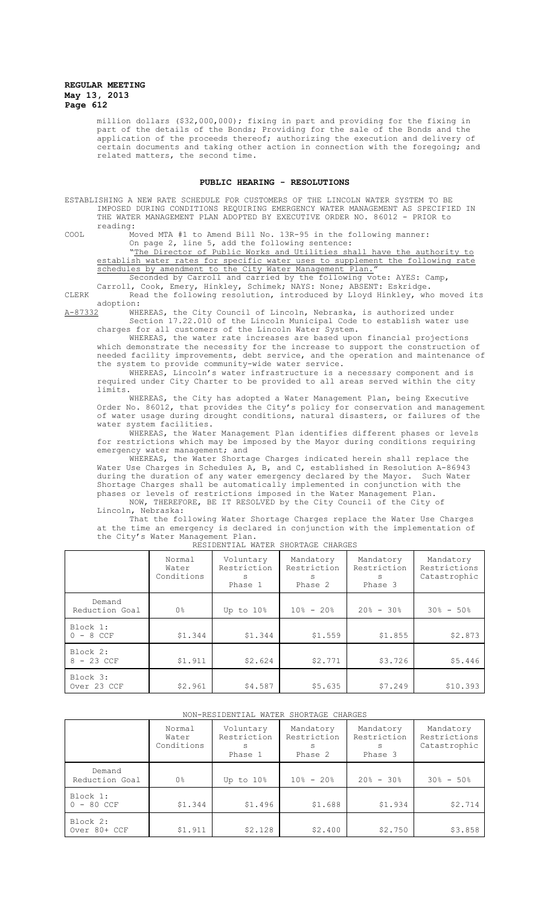million dollars ($32,000,000); fixing in part and providing for the fixing in part of the details of the Bonds; Providing for the sale of the Bonds and the application of the proceeds thereof; authorizing the execution and delivery of certain documents and taking other action in connection with the foregoing; and related matters, the second time.

## PUBLIC HEARING - RESOLUTIONS

ESTABLISHING A NEW RATE SCHEDULE FOR CUSTOMERS OF THE LINCOLN WATER SYSTEM TO BE IMPOSED DURING CONDITIONS REQUIRING EMERGENCY WATER MANAGEMENT AS SPECIFIED IN THE WATER MANAGEMENT PLAN ADOPTED BY EXECUTIVE ORDER NO. 86012 - PRIOR to reading:

COOL Moved MTA #1 to Amend Bill No. 13R-95 in the following manner:
On page 2, line 5, add the following sentence:
"The Director of Public Works and Utilities shall have the authority to establish water rates for specific water uses to supplement the following rate schedules by amendment to the City Water Management Plan."
Seconded by Carroll and carried by the following vote: AYES: Camp, Carroll, Cook, Emery, Hinkley, Schimek; NAYS: None; ABSENT: Eskridge.

CLERK Read the following resolution, introduced by Lloyd Hinkley, who moved its adoption:

A-87332 WHEREAS, the City Council of Lincoln, Nebraska, is authorized under Section 17.22.010 of the Lincoln Municipal Code to establish water use charges for all customers of the Lincoln Water System.

WHEREAS, the water rate increases are based upon financial projections which demonstrate the necessity for the increase to support the construction of needed facility improvements, debt service, and the operation and maintenance of the system to provide community-wide water service.

WHEREAS, Lincoln's water infrastructure is a necessary component and is required under City Charter to be provided to all areas served within the city limits.

WHEREAS, the City has adopted a Water Management Plan, being Executive Order No. 86012, that provides the City's policy for conservation and management of water usage during drought conditions, natural disasters, or failures of the water system facilities.

WHEREAS, the Water Management Plan identifies different phases or levels for restrictions which may be imposed by the Mayor during conditions requiring emergency water management; and

WHEREAS, the Water Shortage Charges indicated herein shall replace the Water Use Charges in Schedules A, B, and C, established in Resolution A-86943 during the duration of any water emergency declared by the Mayor. Such Water Shortage Charges shall be automatically implemented in conjunction with the phases or levels of restrictions imposed in the Water Management Plan.

NOW, THEREFORE, BE IT RESOLVED by the City Council of the City of Lincoln, Nebraska:

That the following Water Shortage Charges replace the Water Use Charges at the time an emergency is declared in conjunction with the implementation of the City's Water Management Plan.

RESIDENTIAL WATER SHORTAGE CHARGES

| | Normal Water Conditions | Voluntary Restrictions Phase 1 | Mandatory Restrictions Phase 2 | Mandatory Restrictions Phase 3 | Mandatory Restrictions Catastrophic |
|---|---|---|---|---|---|
| Demand Reduction Goal | 0% | Up to 10% | 10% - 20% | 20% - 30% | 30% - 50% |
| Block 1: 0 - 8 CCF | $1.344 | $1.344 | $1.559 | $1.855 | $2.873 |
| Block 2: 8 - 23 CCF | $1.911 | $2.624 | $2.771 | $3.726 | $5.446 |
| Block 3: Over 23 CCF | $2.961 | $4.587 | $5.635 | $7.249 | $10.393 |

NON-RESIDENTIAL WATER SHORTAGE CHARGES

| | Normal Water Conditions | Voluntary Restrictions Phase 1 | Mandatory Restrictions Phase 2 | Mandatory Restrictions Phase 3 | Mandatory Restrictions Catastrophic |
|---|---|---|---|---|---|
| Demand Reduction Goal | 0% | Up to 10% | 10% - 20% | 20% - 30% | 30% - 50% |
| Block 1: 0 - 80 CCF | $1.344 | $1.496 | $1.688 | $1.934 | $2.714 |
| Block 2: Over 80+ CCF | $1.911 | $2.128 | $2.400 | $2.750 | $3.858 |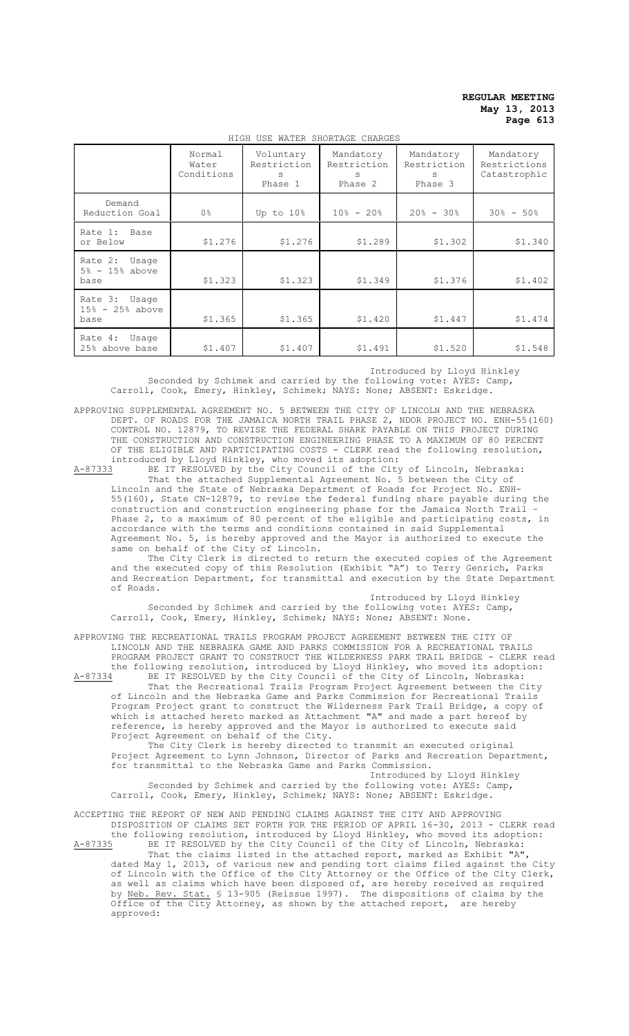HIGH USE WATER SHORTAGE CHARGES

| | Normal Water Conditions | Voluntary Restrictions Phase 1 | Mandatory Restrictions Phase 2 | Mandatory Restrictions Phase 3 | Mandatory Restrictions Catastrophic |
|---|---|---|---|---|---|
| Demand Reduction Goal | 0% | Up to 10% | 10% - 20% | 20% - 30% | 30% - 50% |
| Rate 1: Base or Below | $1.276 | $1.276 | $1.289 | $1.302 | $1.340 |
| Rate 2: Usage 5% - 15% above base | $1.323 | $1.323 | $1.349 | $1.376 | $1.402 |
| Rate 3: Usage 15% - 25% above base | $1.365 | $1.365 | $1.420 | $1.447 | $1.474 |
| Rate 4: Usage 25% above base | $1.407 | $1.407 | $1.491 | $1.520 | $1.548 |

Introduced by Lloyd Hinkley

Seconded by Schimek and carried by the following vote: AYES: Camp, Carroll, Cook, Emery, Hinkley, Schimek; NAYS: None; ABSENT: Eskridge.

APPROVING SUPPLEMENTAL AGREEMENT NO. 5 BETWEEN THE CITY OF LINCOLN AND THE NEBRASKA DEPT. OF ROADS FOR THE JAMAICA NORTH TRAIL PHASE 2, NDOR PROJECT NO. ENH-55(160) CONTROL NO. 12879, TO REVISE THE FEDERAL SHARE PAYABLE ON THIS PROJECT DURING THE CONSTRUCTION AND CONSTRUCTION ENGINEERING PHASE TO A MAXIMUM OF 80 PERCENT OF THE ELIGIBLE AND PARTICIPATING COSTS - CLERK read the following resolution, introduced by Lloyd Hinkley, who moved its adoption:

A-87333 BE IT RESOLVED by the City Council of the City of Lincoln, Nebraska:

That the attached Supplemental Agreement No. 5 between the City of Lincoln and the State of Nebraska Department of Roads for Project No. ENH-55(160), State CN-12879, to revise the federal funding share payable during the construction and construction engineering phase for the Jamaica North Trail – Phase 2, to a maximum of 80 percent of the eligible and participating costs, in accordance with the terms and conditions contained in said Supplemental Agreement No. 5, is hereby approved and the Mayor is authorized to execute the same on behalf of the City of Lincoln.

The City Clerk is directed to return the executed copies of the Agreement and the executed copy of this Resolution (Exhibit "A") to Terry Genrich, Parks and Recreation Department, for transmittal and execution by the State Department of Roads.

Introduced by Lloyd Hinkley

Seconded by Schimek and carried by the following vote: AYES: Camp, Carroll, Cook, Emery, Hinkley, Schimek; NAYS: None; ABSENT: None.

APPROVING THE RECREATIONAL TRAILS PROGRAM PROJECT AGREEMENT BETWEEN THE CITY OF LINCOLN AND THE NEBRASKA GAME AND PARKS COMMISSION FOR A RECREATIONAL TRAILS PROGRAM PROJECT GRANT TO CONSTRUCT THE WILDERNESS PARK TRAIL BRIDGE - CLERK read the following resolution, introduced by Lloyd Hinkley, who moved its adoption:

A-87334 BE IT RESOLVED by the City Council of the City of Lincoln, Nebraska:

That the Recreational Trails Program Project Agreement between the City of Lincoln and the Nebraska Game and Parks Commission for Recreational Trails Program Project grant to construct the Wilderness Park Trail Bridge, a copy of which is attached hereto marked as Attachment "A" and made a part hereof by reference, is hereby approved and the Mayor is authorized to execute said Project Agreement on behalf of the City.

The City Clerk is hereby directed to transmit an executed original Project Agreement to Lynn Johnson, Director of Parks and Recreation Department, for transmittal to the Nebraska Game and Parks Commission.

Introduced by Lloyd Hinkley

Seconded by Schimek and carried by the following vote: AYES: Camp, Carroll, Cook, Emery, Hinkley, Schimek; NAYS: None; ABSENT: Eskridge.

ACCEPTING THE REPORT OF NEW AND PENDING CLAIMS AGAINST THE CITY AND APPROVING DISPOSITION OF CLAIMS SET FORTH FOR THE PERIOD OF APRIL 16-30, 2013 - CLERK read the following resolution, introduced by Lloyd Hinkley, who moved its adoption:

A-87335 BE IT RESOLVED by the City Council of the City of Lincoln, Nebraska:

That the claims listed in the attached report, marked as Exhibit "A", dated May 1, 2013, of various new and pending tort claims filed against the City of Lincoln with the Office of the City Attorney or the Office of the City Clerk, as well as claims which have been disposed of, are hereby received as required by Neb. Rev. Stat. § 13-905 (Reissue 1997). The dispositions of claims by the Office of the City Attorney, as shown by the attached report, are hereby approved: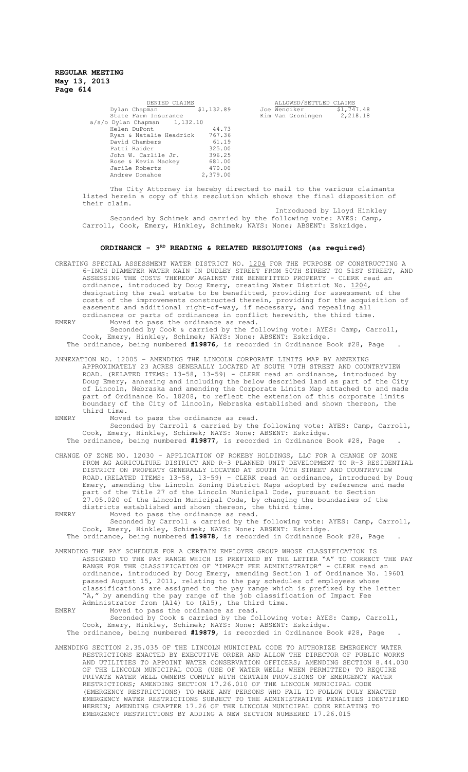| DENIED CLAIMS | |
|---|---|
| Dylan Chapman | $1,132.89 |
| State Farm Insurance a/s/o Dylan Chapman | 1,132.10 |
| Helen DuPont | 44.73 |
| Ryan & Natalie Headrick | 767.36 |
| David Chambers | 61.19 |
| Patti Raider | 325.00 |
| John W. Carlile Jr. | 396.25 |
| Rose & Kevin Mackey | 681.00 |
| JariLe Roberts | 470.00 |
| Andrew Donahoe | 2,379.00 |

| ALLOWED/SETTLED CLAIMS | |
|---|---|
| Joe Wenciker | $1,747.48 |
| Kim Van Groningen | 2,218.18 |

The City Attorney is hereby directed to mail to the various claimants listed herein a copy of this resolution which shows the final disposition of their claim.

Introduced by Lloyd Hinkley

Seconded by Schimek and carried by the following vote: AYES: Camp, Carroll, Cook, Emery, Hinkley, Schimek; NAYS: None; ABSENT: Eskridge.

## ORDINANCE - 3RD READING & RELATED RESOLUTIONS (as required)

CREATING SPECIAL ASSESSMENT WATER DISTRICT NO. 1204 FOR THE PURPOSE OF CONSTRUCTING A 6-INCH DIAMETER WATER MAIN IN DUDLEY STREET FROM 50TH STREET TO 51ST STREET, AND ASSESSING THE COSTS THEREOF AGAINST THE BENEFITTED PROPERTY - CLERK read an ordinance, introduced by Doug Emery, creating Water District No. 1204, designating the real estate to be benefitted, providing for assessment of the costs of the improvements constructed therein, providing for the acquisition of easements and additional right-of-way, if necessary, and repealing all ordinances or parts of ordinances in conflict herewith, the third time.

EMERY Moved to pass the ordinance as read.

Seconded by Cook & carried by the following vote: AYES: Camp, Carroll, Cook, Emery, Hinkley, Schimek; NAYS: None; ABSENT: Eskridge.

The ordinance, being numbered **#19876**, is recorded in Ordinance Book #28, Page .

ANNEXATION NO. 12005 – AMENDING THE LINCOLN CORPORATE LIMITS MAP BY ANNEXING APPROXIMATELY 23 ACRES GENERALLY LOCATED AT SOUTH 70TH STREET AND COUNTRYVIEW ROAD. (RELATED ITEMS: 13-58, 13-59) - CLERK read an ordinance, introduced by Doug Emery, annexing and including the below described land as part of the City of Lincoln, Nebraska and amending the Corporate Limits Map attached to and made part of Ordinance No. 18208, to reflect the extension of this corporate limits boundary of the City of Lincoln, Nebraska established and shown thereon, the third time.

EMERY Moved to pass the ordinance as read.

Seconded by Carroll & carried by the following vote: AYES: Camp, Carroll, Cook, Emery, Hinkley, Schimek; NAYS: None; ABSENT: Eskridge.

The ordinance, being numbered **#19877**, is recorded in Ordinance Book #28, Page .

CHANGE OF ZONE NO. 12030 – APPLICATION OF ROKEBY HOLDINGS, LLC FOR A CHANGE OF ZONE FROM AG AGRICULTURE DISTRICT AND R-3 PLANNED UNIT DEVELOPMENT TO R-3 RESIDENTIAL DISTRICT ON PROPERTY GENERALLY LOCATED AT SOUTH 70TH STREET AND COUNTRYVIEW ROAD.(RELATED ITEMS: 13-58, 13-59) - CLERK read an ordinance, introduced by Doug Emery, amending the Lincoln Zoning District Maps adopted by reference and made part of the Title 27 of the Lincoln Municipal Code, pursuant to Section 27.05.020 of the Lincoln Municipal Code, by changing the boundaries of the districts established and shown thereon, the third time.

EMERY Moved to pass the ordinance as read.

Seconded by Carroll & carried by the following vote: AYES: Camp, Carroll, Cook, Emery, Hinkley, Schimek; NAYS: None; ABSENT: Eskridge.

The ordinance, being numbered **#19878**, is recorded in Ordinance Book #28, Page .

AMENDING THE PAY SCHEDULE FOR A CERTAIN EMPLOYEE GROUP WHOSE CLASSIFICATION IS ASSIGNED TO THE PAY RANGE WHICH IS PREFIXED BY THE LETTER "A" TO CORRECT THE PAY RANGE FOR THE CLASSIFICATION OF "IMPACT FEE ADMINISTRATOR" - CLERK read an ordinance, introduced by Doug Emery, amending Section 1 of Ordinance No. 19601 passed August 15, 2011, relating to the pay schedules of employees whose classifications are assigned to the pay range which is prefixed by the letter "A," by amending the pay range of the job classification of Impact Fee Administrator from (A14) to (A15), the third time.

EMERY Moved to pass the ordinance as read.

Seconded by Cook & carried by the following vote: AYES: Camp, Carroll, Cook, Emery, Hinkley, Schimek; NAYS: None; ABSENT: Eskridge.

The ordinance, being numbered **#19879**, is recorded in Ordinance Book #28, Page .

AMENDING SECTION 2.35.035 OF THE LINCOLN MUNICIPAL CODE TO AUTHORIZE EMERGENCY WATER RESTRICTIONS ENACTED BY EXECUTIVE ORDER AND ALLOW THE DIRECTOR OF PUBLIC WORKS AND UTILITIES TO APPOINT WATER CONSERVATION OFFICERS; AMENDING SECTION 8.44.030 OF THE LINCOLN MUNICIPAL CODE (USE OF WATER WELL; WHEN PERMITTED) TO REQUIRE PRIVATE WATER WELL OWNERS COMPLY WITH CERTAIN PROVISIONS OF EMERGENCY WATER RESTRICTIONS; AMENDING SECTION 17.26.010 OF THE LINCOLN MUNICIPAL CODE (EMERGENCY RESTRICTIONS) TO MAKE ANY PERSONS WHO FAIL TO FOLLOW DULY ENACTED EMERGENCY WATER RESTRICTIONS SUBJECT TO THE ADMINISTRATIVE PENALTIES IDENTIFIED HEREIN; AMENDING CHAPTER 17.26 OF THE LINCOLN MUNICIPAL CODE RELATING TO EMERGENCY RESTRICTIONS BY ADDING A NEW SECTION NUMBERED 17.26.015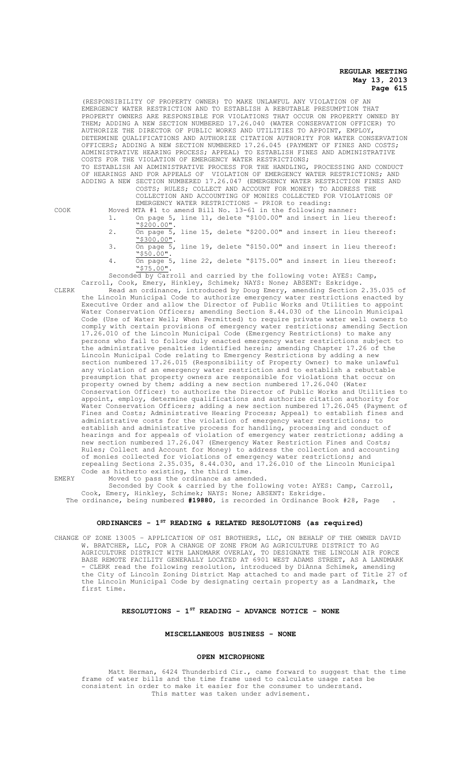(RESPONSIBILITY OF PROPERTY OWNER) TO MAKE UNLAWFUL ANY VIOLATION OF AN EMERGENCY WATER RESTRICTION AND TO ESTABLISH A REBUTABLE PRESUMPTION THAT PROPERTY OWNERS ARE RESPONSIBLE FOR VIOLATIONS THAT OCCUR ON PROPERTY OWNED BY THEM; ADDING A NEW SECTION NUMBERED 17.26.040 (WATER CONSERVATION OFFICER) TO AUTHORIZE THE DIRECTOR OF PUBLIC WORKS AND UTILITIES TO APPOINT, EMPLOY, DETERMINE QUALIFICATIONS AND AUTHORIZE CITATION AUTHORITY FOR WATER CONSERVATION OFFICERS; ADDING A NEW SECTION NUMBERED 17.26.045 (PAYMENT OF FINES AND COSTS; ADMINISTRATIVE HEARING PROCESS; APPEAL) TO ESTABLISH FINES AND ADMINISTRATIVE COSTS FOR THE VIOLATION OF EMERGENCY WATER RESTRICTIONS; TO ESTABLISH AN ADMINISTRATIVE PROCESS FOR THE HANDLING, PROCESSING AND CONDUCT OF HEARINGS AND FOR APPEALS OF VIOLATION OF EMERGENCY WATER RESTRICTIONS; AND ADDING A NEW SECTION NUMBERED 17.26.047 (EMERGENCY WATER RESTRICTION FINES AND COSTS; RULES; COLLECT AND ACCOUNT FOR MONEY) TO ADDRESS THE COLLECTION AND ACCOUNTING OF MONIES COLLECTED FOR VIOLATIONS OF EMERGENCY WATER RESTRICTIONS - PRIOR to reading:

COOK Moved MTA #1 to amend Bill No. 13-61 in the following manner:

1. On page 5, line 11, delete "$100.00" and insert in lieu thereof: "$200.00".
2. On page 5, line 15, delete "$200.00" and insert in lieu thereof: "$300.00".
3. On page 5, line 19, delete "$150.00" and insert in lieu thereof: "$50.00".
4. On page 5, line 22, delete "$175.00" and insert in lieu thereof: "$75.00".

Seconded by Carroll and carried by the following vote: AYES: Camp, Carroll, Cook, Emery, Hinkley, Schimek; NAYS: None; ABSENT: Eskridge.

CLERK Read an ordinance, introduced by Doug Emery, amending Section 2.35.035 of the Lincoln Municipal Code to authorize emergency water restrictions enacted by Executive Order and allow the Director of Public Works and Utilities to appoint Water Conservation Officers; amending Section 8.44.030 of the Lincoln Municipal Code (Use of Water Well; When Permitted) to require private water well owners to comply with certain provisions of emergency water restrictions; amending Section 17.26.010 of the Lincoln Municipal Code (Emergency Restrictions) to make any persons who fail to follow duly enacted emergency water restrictions subject to the administrative penalties identified herein; amending Chapter 17.26 of the Lincoln Municipal Code relating to Emergency Restrictions by adding a new section numbered 17.26.015 (Responsibility of Property Owner) to make unlawful any violation of an emergency water restriction and to establish a rebuttable presumption that property owners are responsible for violations that occur on property owned by them; adding a new section numbered 17.26.040 (Water Conservation Officer) to authorize the Director of Public Works and Utilities to appoint, employ, determine qualifications and authorize citation authority for Water Conservation Officers; adding a new section numbered 17.26.045 (Payment of Fines and Costs; Administrative Hearing Process; Appeal) to establish fines and administrative costs for the violation of emergency water restrictions; to establish and administrative process for handling, processing and conduct of hearings and for appeals of violation of emergency water restrictions; adding a new section numbered 17.26.047 (Emergency Water Restriction Fines and Costs; Rules; Collect and Account for Money) to address the collection and accounting of monies collected for violations of emergency water restrictions; and repealing Sections 2.35.035, 8.44.030, and 17.26.010 of the Lincoln Municipal Code as hitherto existing, the third time.

EMERY Moved to pass the ordinance as amended.

Seconded by Cook & carried by the following vote: AYES: Camp, Carroll, Cook, Emery, Hinkley, Schimek; NAYS: None; ABSENT: Eskridge.

The ordinance, being numbered **#19880**, is recorded in Ordinance Book #28, Page .

## ORDINANCES - 1ST READING & RELATED RESOLUTIONS (as required)

CHANGE OF ZONE 13005 – APPLICATION OF OSI BROTHERS, LLC, ON BEHALF OF THE OWNER DAVID W. BRATCHER, LLC, FOR A CHANGE OF ZONE FROM AG AGRICULTURE DISTRICT TO AG AGRICULTURE DISTRICT WITH LANDMARK OVERLAY, TO DESIGNATE THE LINCOLN AIR FORCE BASE REMOTE FACILITY GENERALLY LOCATED AT 6901 WEST ADAMS STREET, AS A LANDMARK - CLERK read the following resolution, introduced by DiAnna Schimek, amending the City of Lincoln Zoning District Map attached to and made part of Title 27 of the Lincoln Municipal Code by designating certain property as a Landmark, the first time.

## RESOLUTIONS - 1ST READING - ADVANCE NOTICE - NONE

## MISCELLANEOUS BUSINESS - NONE

## OPEN MICROPHONE

Matt Herman, 6424 Thunderbird Cir., came forward to suggest that the time frame of water bills and the time frame used to calculate usage rates be consistent in order to make it easier for the consumer to understand.

This matter was taken under advisement.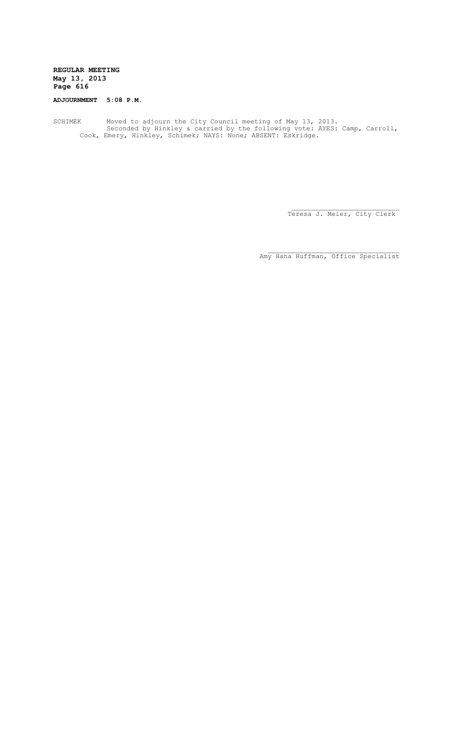**ADJOURNMENT 5:08 P.M.**

SCHIMEK Moved to adjourn the City Council meeting of May 13, 2013.
Seconded by Hinkley & carried by the following vote: AYES: Camp, Carroll, Cook, Emery, Hinkley, Schimek; NAYS: None; ABSENT: Eskridge.

\_\_\_\_\_\_\_\_\_\_\_\_\_\_\_\_\_\_\_\_\_\_\_\_\_\_\_\_
Teresa J. Meier, City Clerk

\_\_\_\_\_\_\_\_\_\_\_\_\_\_\_\_\_\_\_\_\_\_\_\_\_\_\_\_
Amy Hana Huffman, Office Specialist